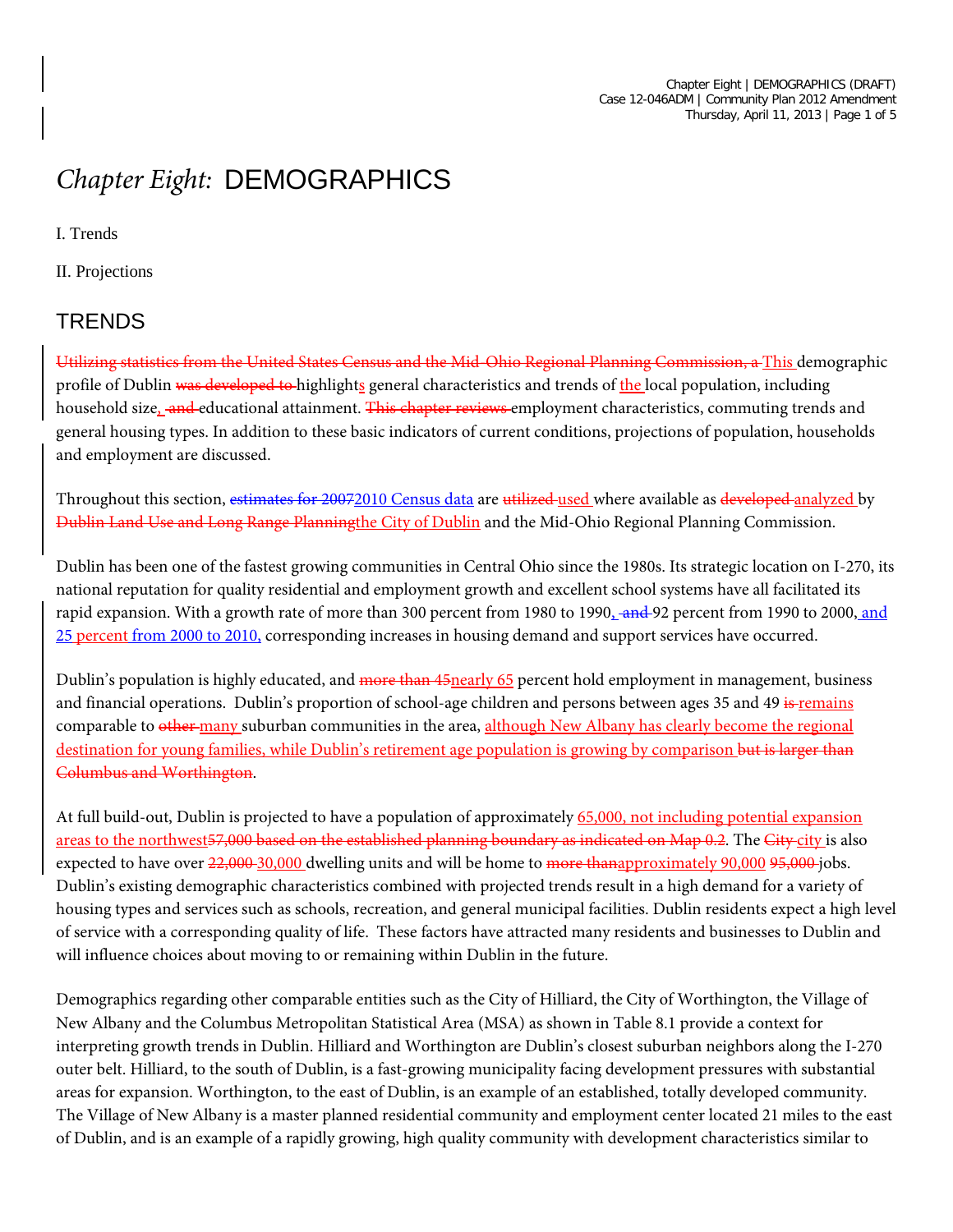# *Chapter Eight:* DEMOGRAPHICS

I. Trends

II. Projections

## TRENDS

~~Utilizing statistics from the United States Census and the Mid-Ohio Regional Planning Commission, a~~ This demographic profile of Dublin ~~was developed to~~ highlights general characteristics and trends of the local population, including household size, ~~and~~ educational attainment. ~~This chapter reviews~~ employment characteristics, commuting trends and general housing types. In addition to these basic indicators of current conditions, projections of population, households and employment are discussed.

Throughout this section, ~~estimates for 2007~~2010 Census data are ~~utilized~~ used where available as ~~developed~~ analyzed by ~~Dublin Land Use and Long Range Planning~~the City of Dublin and the Mid-Ohio Regional Planning Commission.

Dublin has been one of the fastest growing communities in Central Ohio since the 1980s. Its strategic location on I-270, its national reputation for quality residential and employment growth and excellent school systems have all facilitated its rapid expansion. With a growth rate of more than 300 percent from 1980 to 1990, ~~and~~ 92 percent from 1990 to 2000, and 25 percent from 2000 to 2010, corresponding increases in housing demand and support services have occurred.

Dublin's population is highly educated, and ~~more than 45~~nearly 65 percent hold employment in management, business and financial operations. Dublin's proportion of school-age children and persons between ages 35 and 49 ~~is~~ remains comparable to ~~other~~ many suburban communities in the area, although New Albany has clearly become the regional destination for young families, while Dublin's retirement age population is growing by comparison ~~but is larger than Columbus and Worthington~~.

At full build-out, Dublin is projected to have a population of approximately 65,000, not including potential expansion areas to the northwest~~57,000 based on the established planning boundary as indicated on Map 0.2~~. The ~~City~~ city is also expected to have over ~~22,000~~ 30,000 dwelling units and will be home to ~~more than~~approximately 90,000 ~~95,000~~ jobs. Dublin's existing demographic characteristics combined with projected trends result in a high demand for a variety of housing types and services such as schools, recreation, and general municipal facilities. Dublin residents expect a high level of service with a corresponding quality of life. These factors have attracted many residents and businesses to Dublin and will influence choices about moving to or remaining within Dublin in the future.

Demographics regarding other comparable entities such as the City of Hilliard, the City of Worthington, the Village of New Albany and the Columbus Metropolitan Statistical Area (MSA) as shown in Table 8.1 provide a context for interpreting growth trends in Dublin. Hilliard and Worthington are Dublin's closest suburban neighbors along the I-270 outer belt. Hilliard, to the south of Dublin, is a fast-growing municipality facing development pressures with substantial areas for expansion. Worthington, to the east of Dublin, is an example of an established, totally developed community. The Village of New Albany is a master planned residential community and employment center located 21 miles to the east of Dublin, and is an example of a rapidly growing, high quality community with development characteristics similar to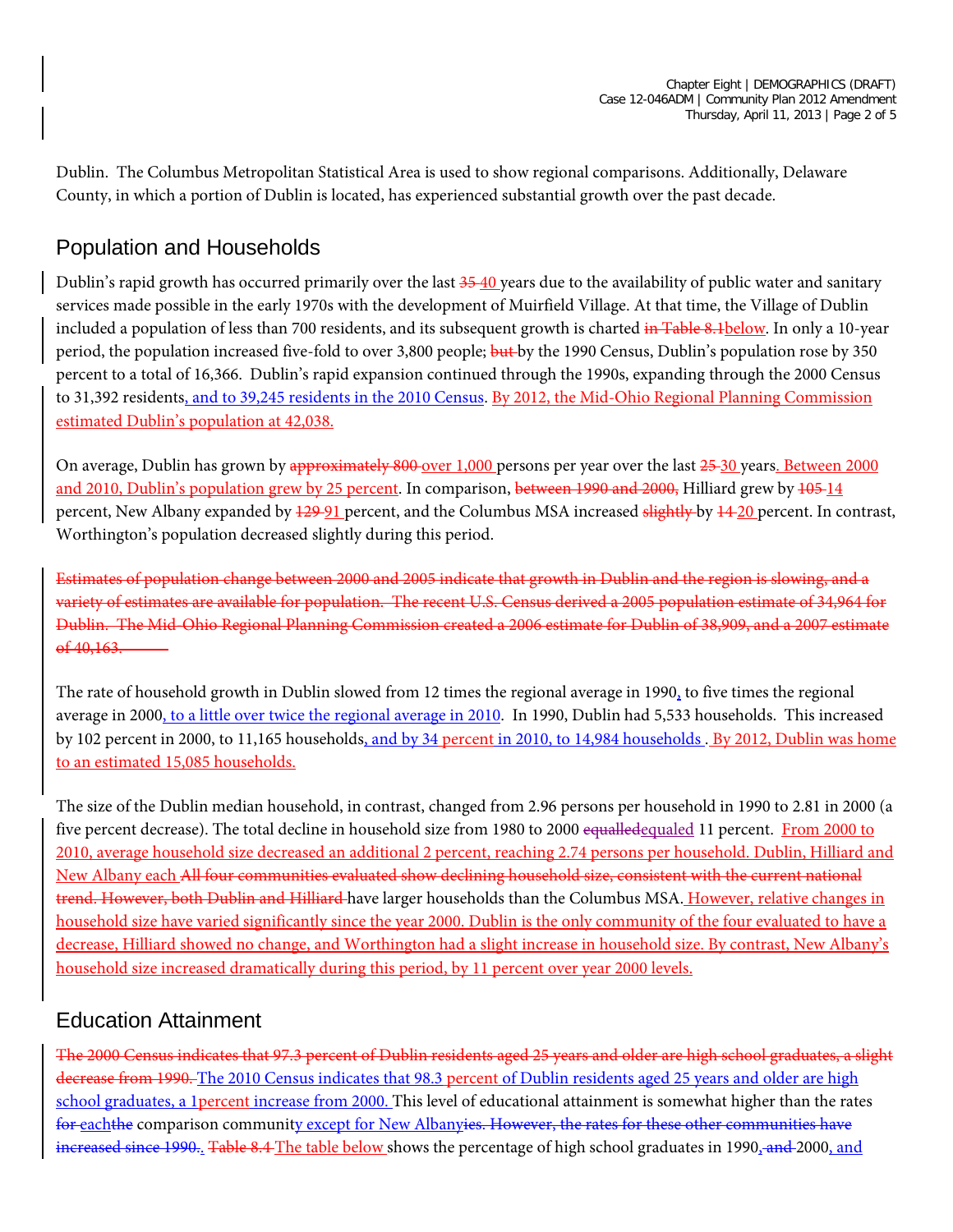Dublin. The Columbus Metropolitan Statistical Area is used to show regional comparisons. Additionally, Delaware County, in which a portion of Dublin is located, has experienced substantial growth over the past decade.

## Population and Households

Dublin's rapid growth has occurred primarily over the last ~~35~~ 40 years due to the availability of public water and sanitary services made possible in the early 1970s with the development of Muirfield Village. At that time, the Village of Dublin included a population of less than 700 residents, and its subsequent growth is charted ~~in Table 8.1~~below. In only a 10-year period, the population increased five-fold to over 3,800 people; ~~but~~ by the 1990 Census, Dublin's population rose by 350 percent to a total of 16,366. Dublin's rapid expansion continued through the 1990s, expanding through the 2000 Census to 31,392 residents, and to 39,245 residents in the 2010 Census. By 2012, the Mid-Ohio Regional Planning Commission estimated Dublin's population at 42,038.

On average, Dublin has grown by ~~approximately 800~~ over 1,000 persons per year over the last ~~25~~ 30 years. Between 2000 and 2010, Dublin's population grew by 25 percent. In comparison, ~~between 1990 and 2000,~~ Hilliard grew by ~~105~~ 14 percent, New Albany expanded by ~~129~~ 91 percent, and the Columbus MSA increased ~~slightly~~ by ~~14~~ 20 percent. In contrast, Worthington's population decreased slightly during this period.

~~Estimates of population change between 2000 and 2005 indicate that growth in Dublin and the region is slowing, and a variety of estimates are available for population. The recent U.S. Census derived a 2005 population estimate of 34,964 for Dublin. The Mid-Ohio Regional Planning Commission created a 2006 estimate for Dublin of 38,909, and a 2007 estimate of 40,163.~~

The rate of household growth in Dublin slowed from 12 times the regional average in 1990, to five times the regional average in 2000, to a little over twice the regional average in 2010. In 1990, Dublin had 5,533 households. This increased by 102 percent in 2000, to 11,165 households, and by 34 percent in 2010, to 14,984 households. By 2012, Dublin was home to an estimated 15,085 households.

The size of the Dublin median household, in contrast, changed from 2.96 persons per household in 1990 to 2.81 in 2000 (a five percent decrease). The total decline in household size from 1980 to 2000 ~~equalled~~equaled 11 percent. From 2000 to 2010, average household size decreased an additional 2 percent, reaching 2.74 persons per household. Dublin, Hilliard and New Albany each ~~All four communities evaluated show declining household size, consistent with the current national trend. However, both Dublin and Hilliard~~ have larger households than the Columbus MSA. However, relative changes in household size have varied significantly since the year 2000. Dublin is the only community of the four evaluated to have a decrease, Hilliard showed no change, and Worthington had a slight increase in household size. By contrast, New Albany's household size increased dramatically during this period, by 11 percent over year 2000 levels.

## Education Attainment

~~The 2000 Census indicates that 97.3 percent of Dublin residents aged 25 years and older are high school graduates, a slight decrease from 1990.~~ The 2010 Census indicates that 98.3 percent of Dublin residents aged 25 years and older are high school graduates, a 1percent increase from 2000. This level of educational attainment is somewhat higher than the rates ~~for each~~the comparison community except for New Albany~~ies. However, the rates for these other communities have increased since 1990.~~. ~~Table 8.4~~ The table below shows the percentage of high school graduates in 1990~~, and~~ 2000, and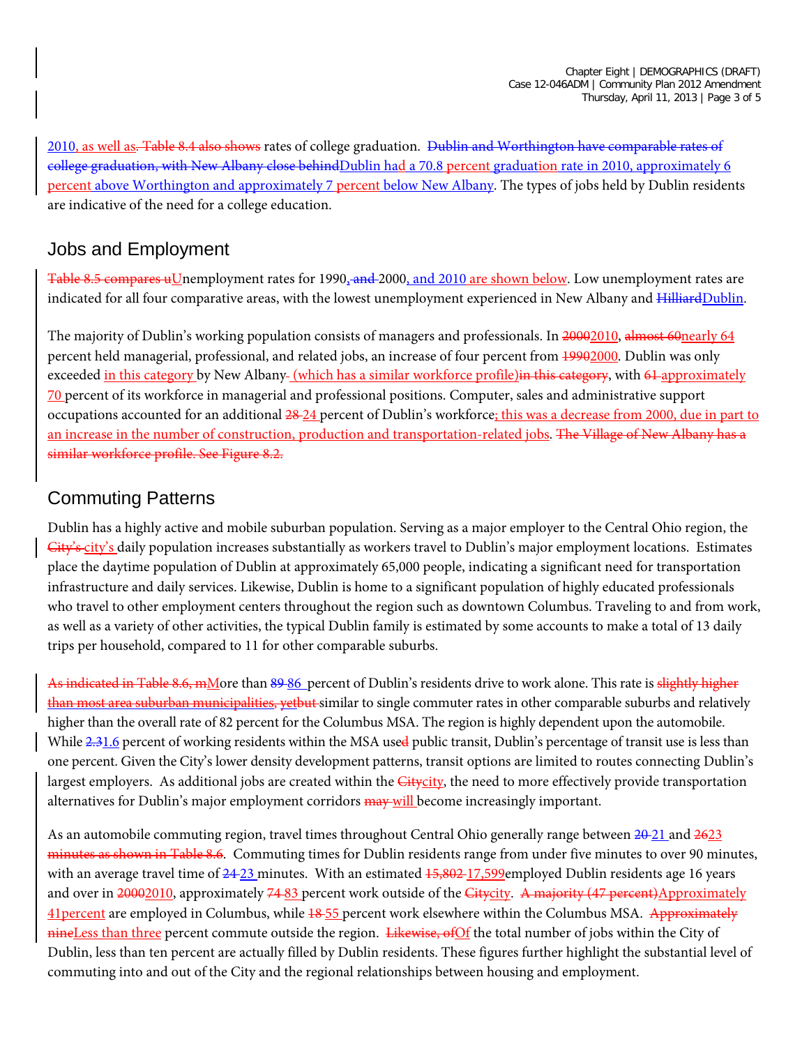2010, as well as~~. Table 8.4 also shows~~ rates of college graduation. ~~Dublin and Worthington have comparable rates of college graduation, with New Albany close behind~~Dublin had a 70.8 percent graduation rate in 2010, approximately 6 percent above Worthington and approximately 7 percent below New Albany. The types of jobs held by Dublin residents are indicative of the need for a college education.

## Jobs and Employment

~~Table 8.5 compares u~~Unemployment rates for 1990,~~ and~~ 2000, and 2010 are shown below. Low unemployment rates are indicated for all four comparative areas, with the lowest unemployment experienced in New Albany and ~~Hilliard~~Dublin.

The majority of Dublin's working population consists of managers and professionals. In ~~2000~~2010, ~~almost 60~~nearly 64 percent held managerial, professional, and related jobs, an increase of four percent from ~~1990~~2000. Dublin was only exceeded in this category by New Albany (which has a similar workforce profile)~~in this category~~, with ~~61~~ approximately 70 percent of its workforce in managerial and professional positions. Computer, sales and administrative support occupations accounted for an additional ~~28~~ 24 percent of Dublin's workforce; this was a decrease from 2000, due in part to an increase in the number of construction, production and transportation-related jobs. ~~The Village of New Albany has a similar workforce profile. See Figure 8.2.~~

## Commuting Patterns

Dublin has a highly active and mobile suburban population. Serving as a major employer to the Central Ohio region, the ~~City's~~city's daily population increases substantially as workers travel to Dublin's major employment locations. Estimates place the daytime population of Dublin at approximately 65,000 people, indicating a significant need for transportation infrastructure and daily services. Likewise, Dublin is home to a significant population of highly educated professionals who travel to other employment centers throughout the region such as downtown Columbus. Traveling to and from work, as well as a variety of other activities, the typical Dublin family is estimated by some accounts to make a total of 13 daily trips per household, compared to 11 for other comparable suburbs.

~~As indicated in Table 8.6, m~~More than ~~89~~ 86 percent of Dublin's residents drive to work alone. This rate is ~~slightly higher than most area suburban municipalities, yet~~but similar to single commuter rates in other comparable suburbs and relatively higher than the overall rate of 82 percent for the Columbus MSA. The region is highly dependent upon the automobile. While ~~2.3~~1.6 percent of working residents within the MSA use~~d~~ public transit, Dublin's percentage of transit use is less than one percent. Given the City's lower density development patterns, transit options are limited to routes connecting Dublin's largest employers. As additional jobs are created within the ~~City~~city, the need to more effectively provide transportation alternatives for Dublin's major employment corridors ~~may~~ will become increasingly important.

As an automobile commuting region, travel times throughout Central Ohio generally range between ~~20~~ 21 and ~~26~~23 ~~minutes as shown in Table 8.6~~. Commuting times for Dublin residents range from under five minutes to over 90 minutes, with an average travel time of ~~24~~ 23 minutes. With an estimated ~~15,802~~ 17,599employed Dublin residents age 16 years and over in ~~2000~~2010, approximately ~~74~~ 83 percent work outside of the ~~City~~city. ~~A majority (47 percent)~~Approximately 41percent are employed in Columbus, while ~~18~~ 55 percent work elsewhere within the Columbus MSA. ~~Approximately nine~~Less than three percent commute outside the region. ~~Likewise, of~~Of the total number of jobs within the City of Dublin, less than ten percent are actually filled by Dublin residents. These figures further highlight the substantial level of commuting into and out of the City and the regional relationships between housing and employment.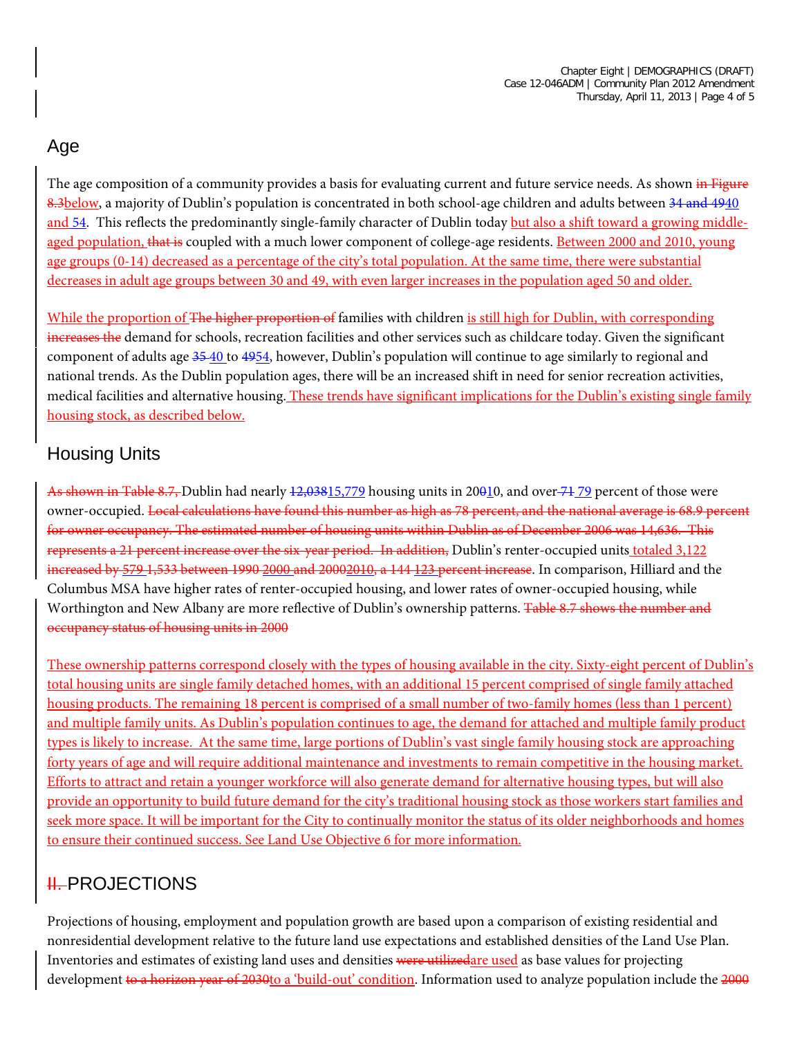## Age

The age composition of a community provides a basis for evaluating current and future service needs. As shown ~~in Figure 8.3~~below, a majority of Dublin's population is concentrated in both school-age children and adults between ~~34 and 49~~40 and 54. This reflects the predominantly single-family character of Dublin today but also a shift toward a growing middle-aged population, ~~that is~~ coupled with a much lower component of college-age residents. Between 2000 and 2010, young age groups (0-14) decreased as a percentage of the city's total population. At the same time, there were substantial decreases in adult age groups between 30 and 49, with even larger increases in the population aged 50 and older.

While the proportion of ~~The higher proportion of~~ families with children is still high for Dublin, with corresponding ~~increases the~~ demand for schools, recreation facilities and other services such as childcare today. Given the significant component of adults age ~~35~~ 40 to ~~49~~54, however, Dublin's population will continue to age similarly to regional and national trends. As the Dublin population ages, there will be an increased shift in need for senior recreation activities, medical facilities and alternative housing. These trends have significant implications for the Dublin's existing single family housing stock, as described below.

## Housing Units

~~As shown in Table 8.7,~~ Dublin had nearly ~~12,038~~15,779 housing units in 20~~0~~10, and over ~~71~~ 79 percent of those were owner-occupied. ~~Local calculations have found this number as high as 78 percent, and the national average is 68.9 percent for owner occupancy. The estimated number of housing units within Dublin as of December 2006 was 14,636. This represents a 21 percent increase over the six-year period. In addition,~~ Dublin's renter-occupied units totaled 3,122 ~~increased by 579 1,533 between 1990 2000 and 2000~~2010~~, a 144 123 percent increase~~. In comparison, Hilliard and the Columbus MSA have higher rates of renter-occupied housing, and lower rates of owner-occupied housing, while Worthington and New Albany are more reflective of Dublin's ownership patterns. ~~Table 8.7 shows the number and occupancy status of housing units in 2000~~

These ownership patterns correspond closely with the types of housing available in the city. Sixty-eight percent of Dublin's total housing units are single family detached homes, with an additional 15 percent comprised of single family attached housing products. The remaining 18 percent is comprised of a small number of two-family homes (less than 1 percent) and multiple family units. As Dublin's population continues to age, the demand for attached and multiple family product types is likely to increase. At the same time, large portions of Dublin's vast single family housing stock are approaching forty years of age and will require additional maintenance and investments to remain competitive in the housing market. Efforts to attract and retain a younger workforce will also generate demand for alternative housing types, but will also provide an opportunity to build future demand for the city's traditional housing stock as those workers start families and seek more space. It will be important for the City to continually monitor the status of its older neighborhoods and homes to ensure their continued success. See Land Use Objective 6 for more information.

## ~~II.~~ PROJECTIONS

Projections of housing, employment and population growth are based upon a comparison of existing residential and nonresidential development relative to the future land use expectations and established densities of the Land Use Plan. Inventories and estimates of existing land uses and densities ~~were utilized~~are used as base values for projecting development ~~to a horizon year of 2030~~to a 'build-out' condition. Information used to analyze population include the ~~2000~~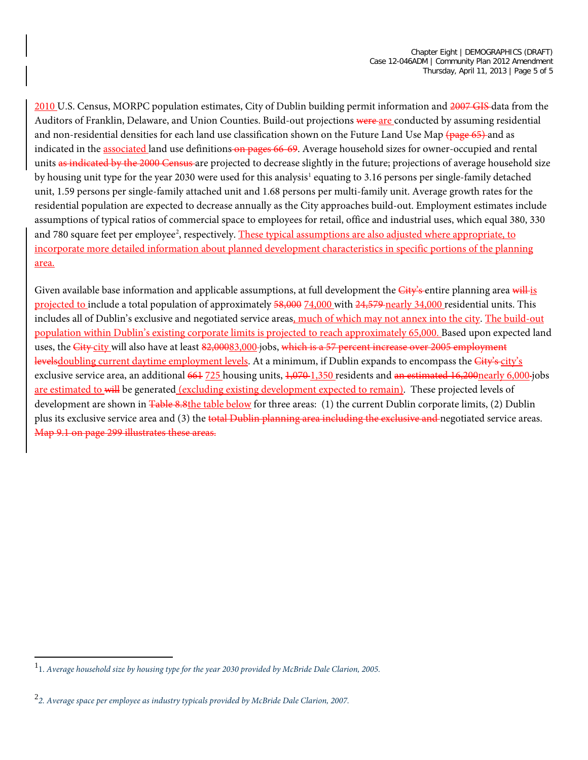2010 U.S. Census, MORPC population estimates, City of Dublin building permit information and ~~2007 GIS~~ data from the Auditors of Franklin, Delaware, and Union Counties. Build-out projections ~~were~~ are conducted by assuming residential and non-residential densities for each land use classification shown on the Future Land Use Map ~~(page 65)~~ and as indicated in the associated land use definitions ~~on pages 66-69~~. Average household sizes for owner-occupied and rental units ~~as indicated by the 2000 Census~~ are projected to decrease slightly in the future; projections of average household size by housing unit type for the year 2030 were used for this analysis[1] equating to 3.16 persons per single-family detached unit, 1.59 persons per single-family attached unit and 1.68 persons per multi-family unit. Average growth rates for the residential population are expected to decrease annually as the City approaches build-out. Employment estimates include assumptions of typical ratios of commercial space to employees for retail, office and industrial uses, which equal 380, 330 and 780 square feet per employee[2], respectively. These typical assumptions are also adjusted where appropriate, to incorporate more detailed information about planned development characteristics in specific portions of the planning area.

Given available base information and applicable assumptions, at full development the ~~City's~~ entire planning area ~~will~~ is projected to include a total population of approximately ~~58,000~~ 74,000 with ~~24,579~~ nearly 34,000 residential units. This includes all of Dublin's exclusive and negotiated service areas, much of which may not annex into the city. The build-out population within Dublin's existing corporate limits is projected to reach approximately 65,000. Based upon expected land uses, the ~~City~~ city will also have at least ~~82,000~~83,000 jobs, ~~which is a 57 percent increase over 2005 employment levels~~doubling current daytime employment levels. At a minimum, if Dublin expands to encompass the ~~City's~~ city's exclusive service area, an additional ~~661~~ 725 housing units, ~~1,070~~ 1,350 residents and ~~an estimated 16,200~~nearly 6,000 jobs are estimated to ~~will~~ be generated (excluding existing development expected to remain). These projected levels of development are shown in ~~Table 8.8~~the table below for three areas: (1) the current Dublin corporate limits, (2) Dublin plus its exclusive service area and (3) the ~~total Dublin planning area including the exclusive and~~ negotiated service areas. ~~Map 9.1 on page 299 illustrates these areas.~~

---

[1] 1. *Average household size by housing type for the year 2030 provided by McBride Dale Clarion, 2005.*

[2] *2. Average space per employee as industry typicals provided by McBride Dale Clarion, 2007.*